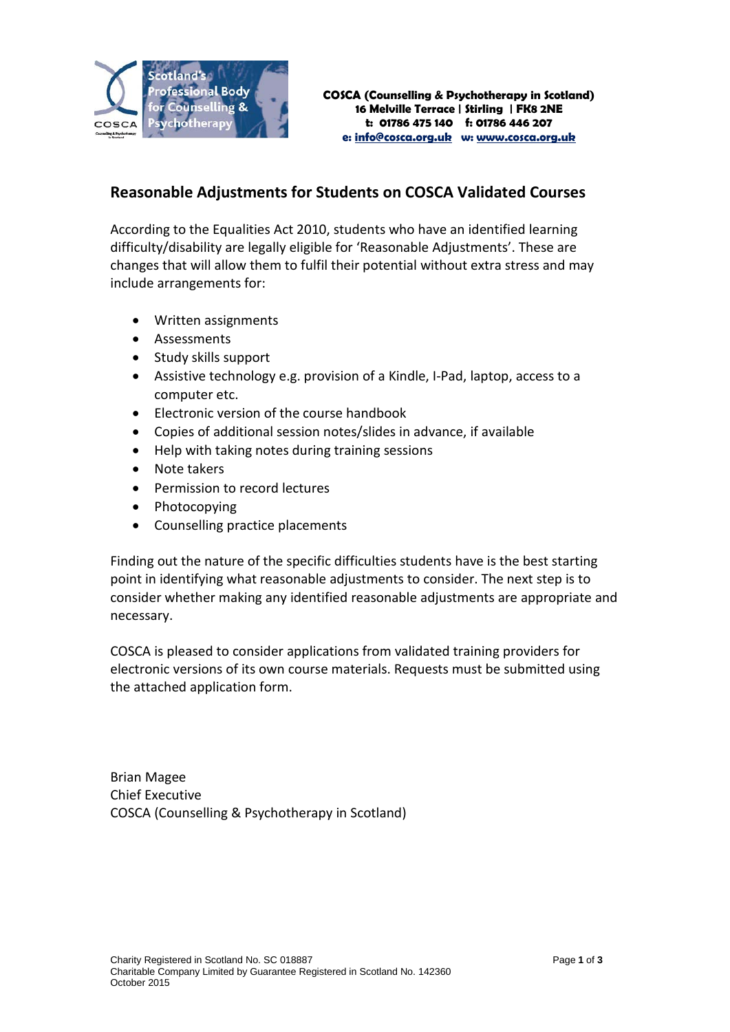**COSCA (Counselling & Psychotherapy in Scotland)**
**16 Melville Terrace | Stirling | FK8 2NE**
**t: 01786 475 140 f: 01786 446 207**
**e: info@cosca.org.uk w: www.cosca.org.uk**

## Reasonable Adjustments for Students on COSCA Validated Courses

According to the Equalities Act 2010, students who have an identified learning difficulty/disability are legally eligible for 'Reasonable Adjustments'. These are changes that will allow them to fulfil their potential without extra stress and may include arrangements for:

- Written assignments
- Assessments
- Study skills support
- Assistive technology e.g. provision of a Kindle, I-Pad, laptop, access to a computer etc.
- Electronic version of the course handbook
- Copies of additional session notes/slides in advance, if available
- Help with taking notes during training sessions
- Note takers
- Permission to record lectures
- Photocopying
- Counselling practice placements

Finding out the nature of the specific difficulties students have is the best starting point in identifying what reasonable adjustments to consider. The next step is to consider whether making any identified reasonable adjustments are appropriate and necessary.

COSCA is pleased to consider applications from validated training providers for electronic versions of its own course materials. Requests must be submitted using the attached application form.

Brian Magee
Chief Executive
COSCA (Counselling & Psychotherapy in Scotland)

Charity Registered in Scotland No. SC 018887
Charitable Company Limited by Guarantee Registered in Scotland No. 142360
October 2015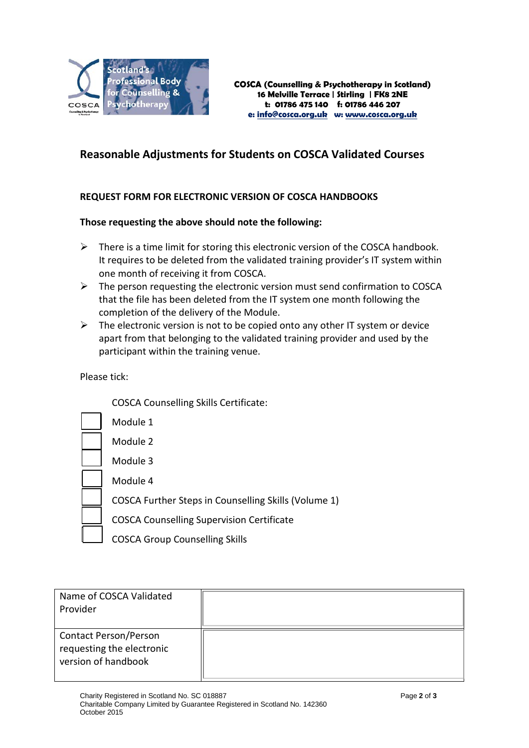COSCA (Counselling & Psychotherapy in Scotland)
16 Melville Terrace | Stirling | FK8 2NE
t: 01786 475 140 f: 01786 446 207
e: info@cosca.org.uk w: www.cosca.org.uk

## Reasonable Adjustments for Students on COSCA Validated Courses

**REQUEST FORM FOR ELECTRONIC VERSION OF COSCA HANDBOOKS**

**Those requesting the above should note the following:**

- There is a time limit for storing this electronic version of the COSCA handbook. It requires to be deleted from the validated training provider's IT system within one month of receiving it from COSCA.
- The person requesting the electronic version must send confirmation to COSCA that the file has been deleted from the IT system one month following the completion of the delivery of the Module.
- The electronic version is not to be copied onto any other IT system or device apart from that belonging to the validated training provider and used by the participant within the training venue.

Please tick:

COSCA Counselling Skills Certificate:

- ☐ Module 1
- ☐ Module 2
- ☐ Module 3
- ☐ Module 4
- ☐ COSCA Further Steps in Counselling Skills (Volume 1)
- ☐ COSCA Counselling Supervision Certificate
- ☐ COSCA Group Counselling Skills

| | |
|---|---|
| Name of COSCA Validated Provider | |
| Contact Person/Person requesting the electronic version of handbook | |

Charity Registered in Scotland No. SC 018887
Charitable Company Limited by Guarantee Registered in Scotland No. 142360
October 2015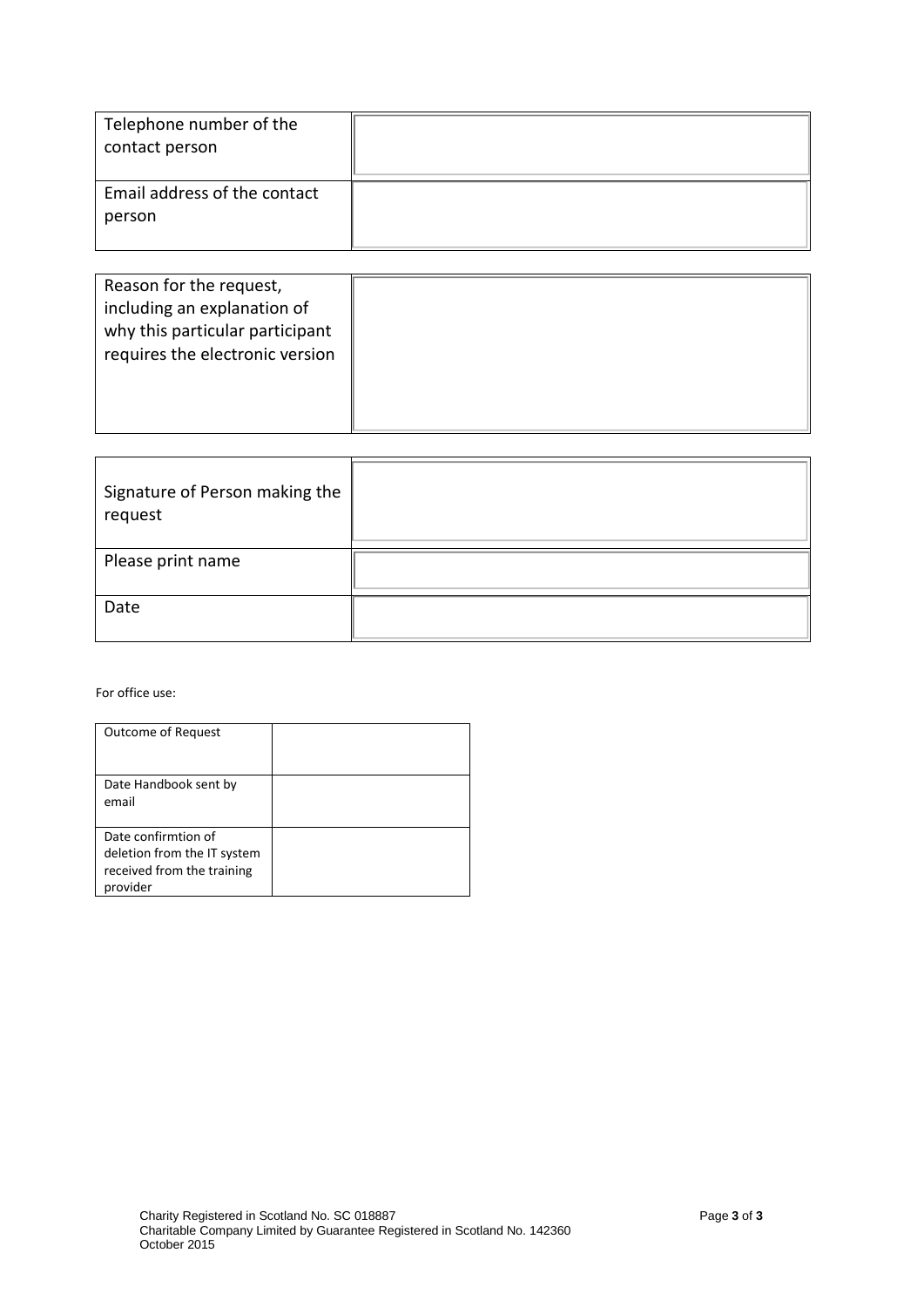| | |
|---|---|
| Telephone number of the contact person | |
| Email address of the contact person | |

| | |
|---|---|
| Reason for the request, including an explanation of why this particular participant requires the electronic version | |

| | |
|---|---|
| Signature of Person making the request | |
| Please print name | |
| Date | |

For office use:

| | |
|---|---|
| Outcome of Request | |
| Date Handbook sent by email | |
| Date confirmtion of deletion from the IT system received from the training provider | |

Charity Registered in Scotland No. SC 018887
Charitable Company Limited by Guarantee Registered in Scotland No. 142360
October 2015